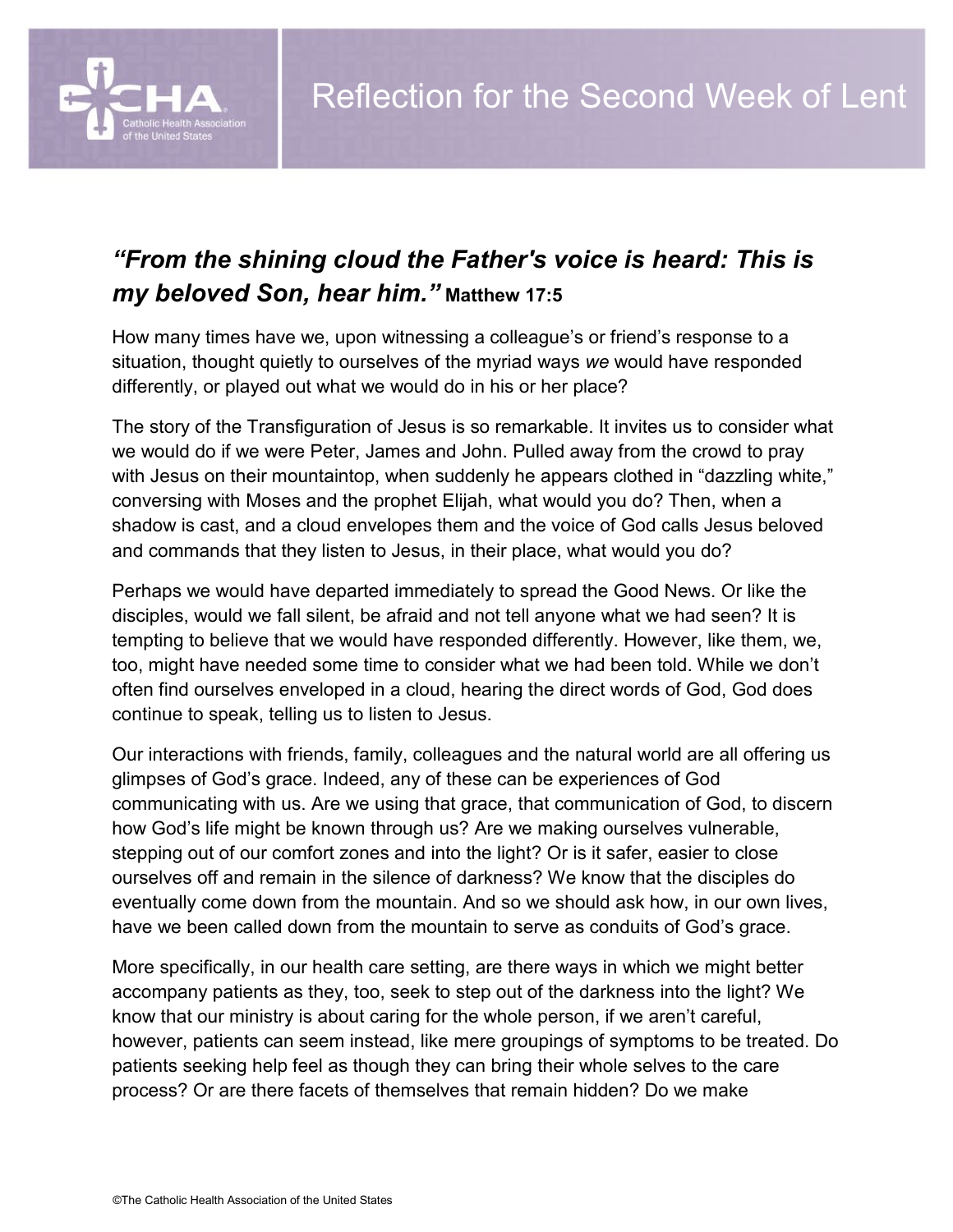# Reflection for the Second Week of Lent

***"From the shining cloud the Father's voice is heard: This is my beloved Son, hear him."*** **Matthew 17:5**

How many times have we, upon witnessing a colleague's or friend's response to a situation, thought quietly to ourselves of the myriad ways *we* would have responded differently, or played out what we would do in his or her place?

The story of the Transfiguration of Jesus is so remarkable. It invites us to consider what we would do if we were Peter, James and John. Pulled away from the crowd to pray with Jesus on their mountaintop, when suddenly he appears clothed in "dazzling white," conversing with Moses and the prophet Elijah, what would you do? Then, when a shadow is cast, and a cloud envelopes them and the voice of God calls Jesus beloved and commands that they listen to Jesus, in their place, what would you do?

Perhaps we would have departed immediately to spread the Good News. Or like the disciples, would we fall silent, be afraid and not tell anyone what we had seen? It is tempting to believe that we would have responded differently. However, like them, we, too, might have needed some time to consider what we had been told. While we don't often find ourselves enveloped in a cloud, hearing the direct words of God, God does continue to speak, telling us to listen to Jesus.

Our interactions with friends, family, colleagues and the natural world are all offering us glimpses of God's grace. Indeed, any of these can be experiences of God communicating with us. Are we using that grace, that communication of God, to discern how God's life might be known through us? Are we making ourselves vulnerable, stepping out of our comfort zones and into the light? Or is it safer, easier to close ourselves off and remain in the silence of darkness? We know that the disciples do eventually come down from the mountain. And so we should ask how, in our own lives, have we been called down from the mountain to serve as conduits of God's grace.

More specifically, in our health care setting, are there ways in which we might better accompany patients as they, too, seek to step out of the darkness into the light? We know that our ministry is about caring for the whole person, if we aren't careful, however, patients can seem instead, like mere groupings of symptoms to be treated. Do patients seeking help feel as though they can bring their whole selves to the care process? Or are there facets of themselves that remain hidden? Do we make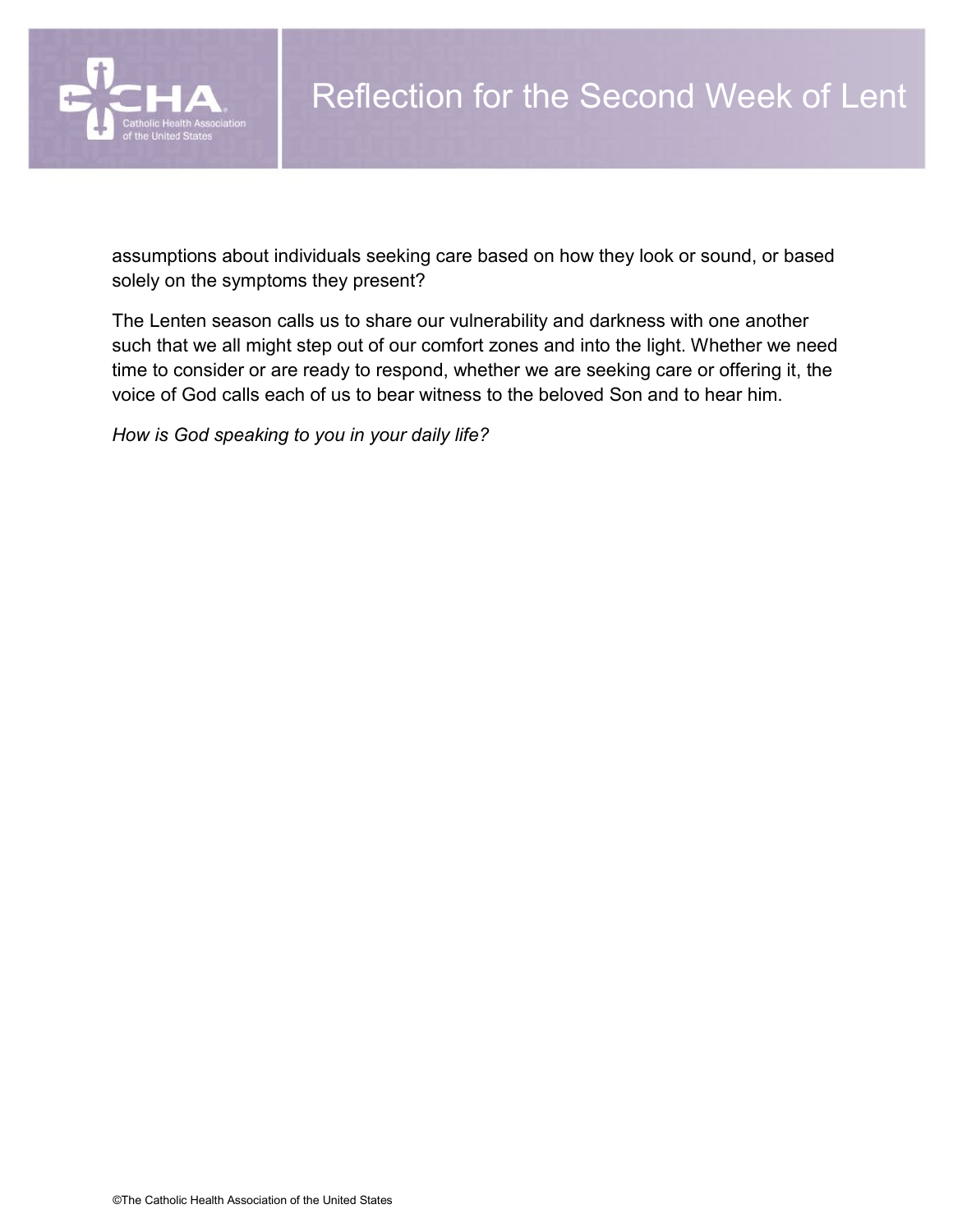assumptions about individuals seeking care based on how they look or sound, or based solely on the symptoms they present?

The Lenten season calls us to share our vulnerability and darkness with one another such that we all might step out of our comfort zones and into the light. Whether we need time to consider or are ready to respond, whether we are seeking care or offering it, the voice of God calls each of us to bear witness to the beloved Son and to hear him.

*How is God speaking to you in your daily life?*